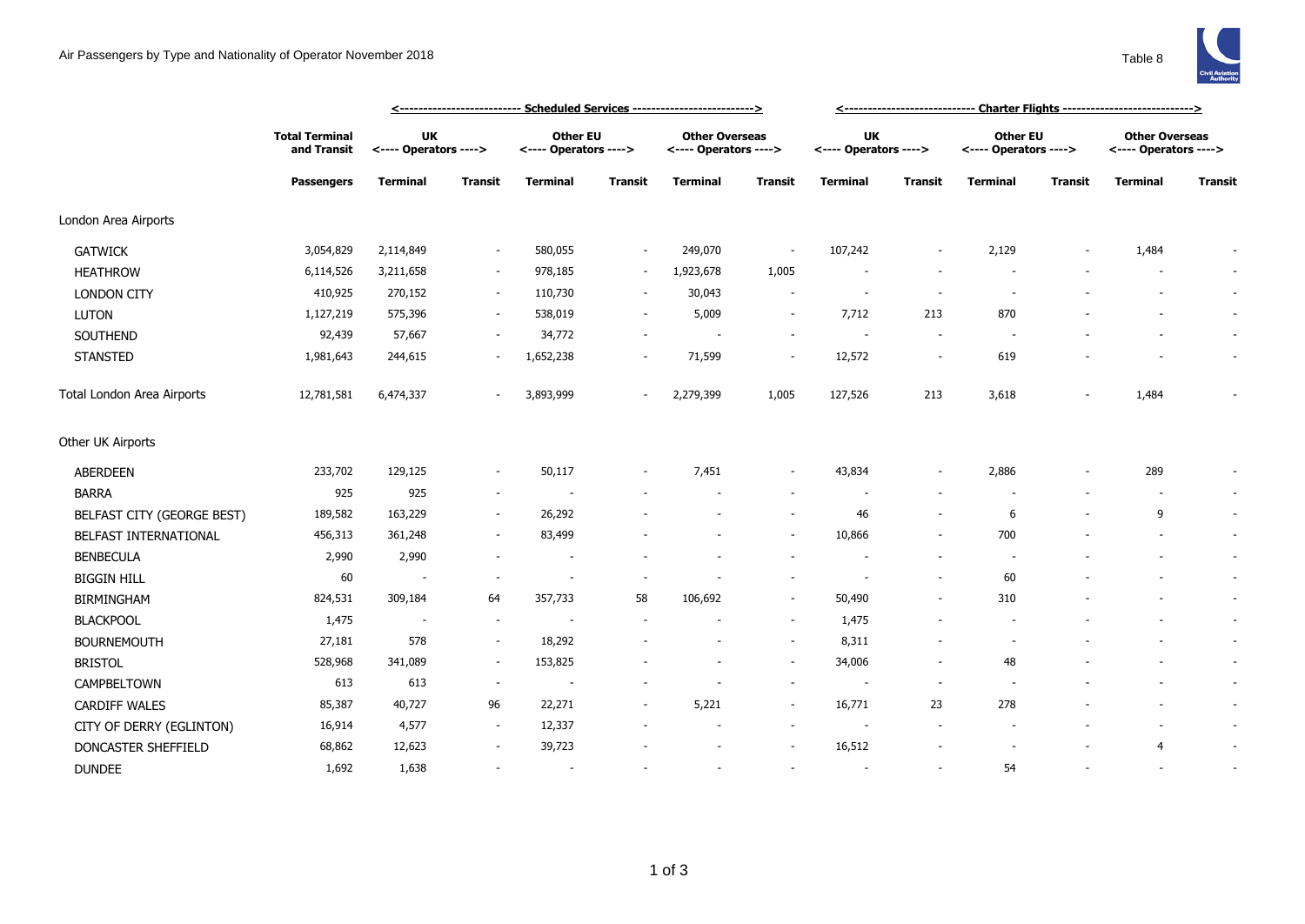Air Passengers by Type and Nationality of Operator November 2018

Table 8

| | Total Terminal and Transit | Scheduled Services | | | | | | Charter Flights | | | | | |
|---|---|---|---|---|---|---|---|---|---|---|---|---|---|
| | | UK <---- Operators ----> | | Other EU <---- Operators ----> | | Other Overseas <---- Operators ----> | | UK <---- Operators ----> | | Other EU <---- Operators ----> | | Other Overseas <---- Operators ----> | |
| | Passengers | Terminal | Transit | Terminal | Transit | Terminal | Transit | Terminal | Transit | Terminal | Transit | Terminal | Transit |
| London Area Airports | | | | | | | | | | | | | |
| GATWICK | 3,054,829 | 2,114,849 | - | 580,055 | - | 249,070 | - | 107,242 | - | 2,129 | - | 1,484 | - |
| HEATHROW | 6,114,526 | 3,211,658 | - | 978,185 | - | 1,923,678 | 1,005 | - | - | - | - | - | - |
| LONDON CITY | 410,925 | 270,152 | - | 110,730 | - | 30,043 | - | - | - | - | - | - | - |
| LUTON | 1,127,219 | 575,396 | - | 538,019 | - | 5,009 | - | 7,712 | 213 | 870 | - | - | - |
| SOUTHEND | 92,439 | 57,667 | - | 34,772 | - | - | - | - | - | - | - | - | - |
| STANSTED | 1,981,643 | 244,615 | - | 1,652,238 | - | 71,599 | - | 12,572 | - | 619 | - | - | - |
| Total London Area Airports | 12,781,581 | 6,474,337 | - | 3,893,999 | - | 2,279,399 | 1,005 | 127,526 | 213 | 3,618 | - | 1,484 | - |
| Other UK Airports | | | | | | | | | | | | | |
| ABERDEEN | 233,702 | 129,125 | - | 50,117 | - | 7,451 | - | 43,834 | - | 2,886 | - | 289 | - |
| BARRA | 925 | 925 | - | - | - | - | - | - | - | - | - | - | - |
| BELFAST CITY (GEORGE BEST) | 189,582 | 163,229 | - | 26,292 | - | - | - | 46 | - | 6 | - | 9 | - |
| BELFAST INTERNATIONAL | 456,313 | 361,248 | - | 83,499 | - | - | - | 10,866 | - | 700 | - | - | - |
| BENBECULA | 2,990 | 2,990 | - | - | - | - | - | - | - | - | - | - | - |
| BIGGIN HILL | 60 | - | - | - | - | - | - | - | - | 60 | - | - | - |
| BIRMINGHAM | 824,531 | 309,184 | 64 | 357,733 | 58 | 106,692 | - | 50,490 | - | 310 | - | - | - |
| BLACKPOOL | 1,475 | - | - | - | - | - | - | 1,475 | - | - | - | - | - |
| BOURNEMOUTH | 27,181 | 578 | - | 18,292 | - | - | - | 8,311 | - | - | - | - | - |
| BRISTOL | 528,968 | 341,089 | - | 153,825 | - | - | - | 34,006 | - | 48 | - | - | - |
| CAMPBELTOWN | 613 | 613 | - | - | - | - | - | - | - | - | - | - | - |
| CARDIFF WALES | 85,387 | 40,727 | 96 | 22,271 | - | 5,221 | - | 16,771 | 23 | 278 | - | - | - |
| CITY OF DERRY (EGLINTON) | 16,914 | 4,577 | - | 12,337 | - | - | - | - | - | - | - | - | - |
| DONCASTER SHEFFIELD | 68,862 | 12,623 | - | 39,723 | - | - | - | 16,512 | - | - | - | 4 | - |
| DUNDEE | 1,692 | 1,638 | - | - | - | - | - | - | - | 54 | - | - | - |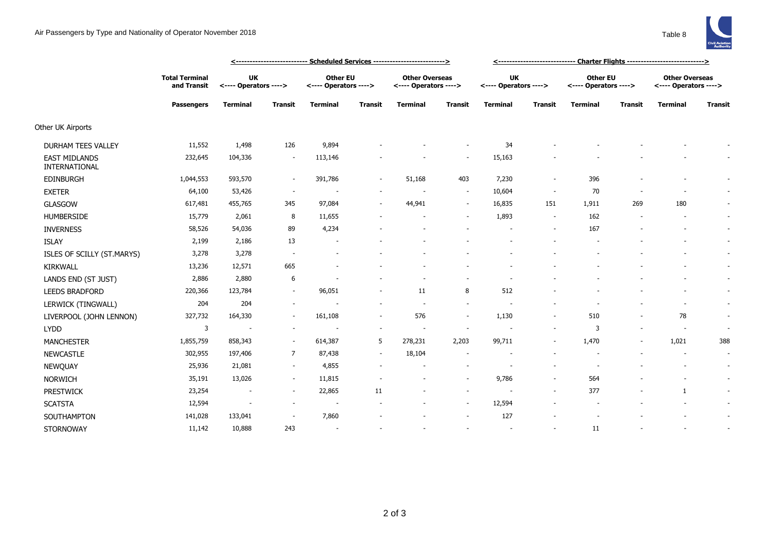Air Passengers by Type and Nationality of Operator November 2018

Table 8

| | Total Terminal and Transit | Scheduled Services | | | | | | Charter Flights | | | | | |
|---|---|---|---|---|---|---|---|---|---|---|---|---|---|
| | | UK <---- Operators ----> | | Other EU <---- Operators ----> | | Other Overseas <---- Operators ----> | | UK <---- Operators ----> | | Other EU <---- Operators ----> | | Other Overseas <---- Operators ----> | |
| | Passengers | Terminal | Transit | Terminal | Transit | Terminal | Transit | Terminal | Transit | Terminal | Transit | Terminal | Transit |
| Other UK Airports | | | | | | | | | | | | | |
| DURHAM TEES VALLEY | 11,552 | 1,498 | 126 | 9,894 | - | - | - | 34 | - | - | - | - | - |
| EAST MIDLANDS INTERNATIONAL | 232,645 | 104,336 | - | 113,146 | - | - | - | 15,163 | - | - | - | - | - |
| EDINBURGH | 1,044,553 | 593,570 | - | 391,786 | - | 51,168 | 403 | 7,230 | - | 396 | - | - | - |
| EXETER | 64,100 | 53,426 | - | - | - | - | - | 10,604 | - | 70 | - | - | - |
| GLASGOW | 617,481 | 455,765 | 345 | 97,084 | - | 44,941 | - | 16,835 | 151 | 1,911 | 269 | 180 | - |
| HUMBERSIDE | 15,779 | 2,061 | 8 | 11,655 | - | - | - | 1,893 | - | 162 | - | - | - |
| INVERNESS | 58,526 | 54,036 | 89 | 4,234 | - | - | - | - | - | 167 | - | - | - |
| ISLAY | 2,199 | 2,186 | 13 | - | - | - | - | - | - | - | - | - | - |
| ISLES OF SCILLY (ST.MARYS) | 3,278 | 3,278 | - | - | - | - | - | - | - | - | - | - | - |
| KIRKWALL | 13,236 | 12,571 | 665 | - | - | - | - | - | - | - | - | - | - |
| LANDS END (ST JUST) | 2,886 | 2,880 | 6 | - | - | - | - | - | - | - | - | - | - |
| LEEDS BRADFORD | 220,366 | 123,784 | - | 96,051 | - | 11 | 8 | 512 | - | - | - | - | - |
| LERWICK (TINGWALL) | 204 | 204 | - | - | - | - | - | - | - | - | - | - | - |
| LIVERPOOL (JOHN LENNON) | 327,732 | 164,330 | - | 161,108 | - | 576 | - | 1,130 | - | 510 | - | 78 | - |
| LYDD | 3 | - | - | - | - | - | - | - | - | 3 | - | - | - |
| MANCHESTER | 1,855,759 | 858,343 | - | 614,387 | 5 | 278,231 | 2,203 | 99,711 | - | 1,470 | - | 1,021 | 388 |
| NEWCASTLE | 302,955 | 197,406 | 7 | 87,438 | - | 18,104 | - | - | - | - | - | - | - |
| NEWQUAY | 25,936 | 21,081 | - | 4,855 | - | - | - | - | - | - | - | - | - |
| NORWICH | 35,191 | 13,026 | - | 11,815 | - | - | - | 9,786 | - | 564 | - | - | - |
| PRESTWICK | 23,254 | - | - | 22,865 | 11 | - | - | - | - | 377 | - | 1 | - |
| SCATSTA | 12,594 | - | - | - | - | - | - | 12,594 | - | - | - | - | - |
| SOUTHAMPTON | 141,028 | 133,041 | - | 7,860 | - | - | - | 127 | - | - | - | - | - |
| STORNOWAY | 11,142 | 10,888 | 243 | - | - | - | - | - | - | 11 | - | - | - |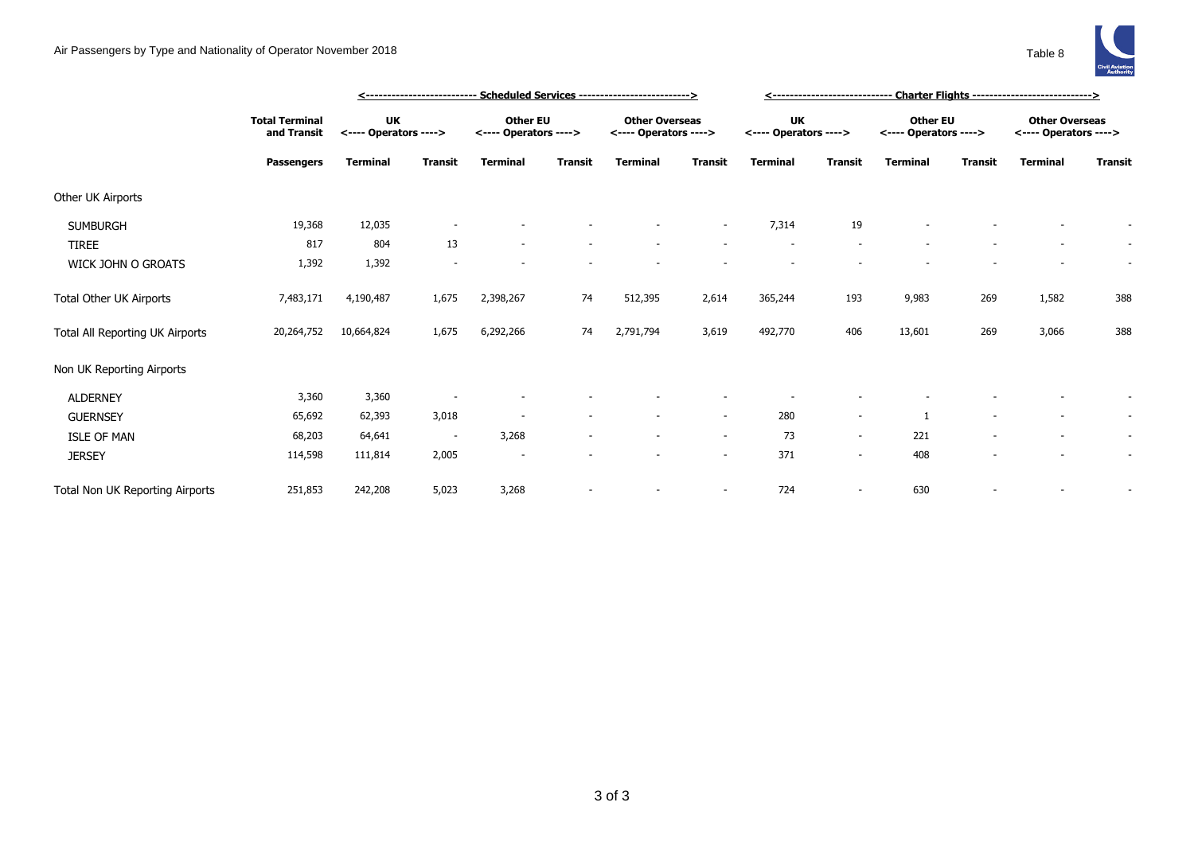Air Passengers by Type and Nationality of Operator November 2018

Table 8

| | Total Terminal and Transit | Scheduled Services | | | | | | Charter Flights | | | | | |
|---|---|---|---|---|---|---|---|---|---|---|---|---|---|
| | | UK <---- Operators ----> | | Other EU <---- Operators ----> | | Other Overseas <---- Operators ----> | | UK <---- Operators ----> | | Other EU <---- Operators ----> | | Other Overseas <---- Operators ----> | |
| | **Passengers** | **Terminal** | **Transit** | **Terminal** | **Transit** | **Terminal** | **Transit** | **Terminal** | **Transit** | **Terminal** | **Transit** | **Terminal** | **Transit** |
| Other UK Airports | | | | | | | | | | | | | |
| SUMBURGH | 19,368 | 12,035 | - | - | - | - | - | 7,314 | 19 | - | - | - | - |
| TIREE | 817 | 804 | 13 | - | - | - | - | - | - | - | - | - | - |
| WICK JOHN O GROATS | 1,392 | 1,392 | - | - | - | - | - | - | - | - | - | - | - |
| Total Other UK Airports | 7,483,171 | 4,190,487 | 1,675 | 2,398,267 | 74 | 512,395 | 2,614 | 365,244 | 193 | 9,983 | 269 | 1,582 | 388 |
| Total All Reporting UK Airports | 20,264,752 | 10,664,824 | 1,675 | 6,292,266 | 74 | 2,791,794 | 3,619 | 492,770 | 406 | 13,601 | 269 | 3,066 | 388 |
| Non UK Reporting Airports | | | | | | | | | | | | | |
| ALDERNEY | 3,360 | 3,360 | - | - | - | - | - | - | - | - | - | - | - |
| GUERNSEY | 65,692 | 62,393 | 3,018 | - | - | - | - | 280 | - | 1 | - | - | - |
| ISLE OF MAN | 68,203 | 64,641 | - | 3,268 | - | - | - | 73 | - | 221 | - | - | - |
| JERSEY | 114,598 | 111,814 | 2,005 | - | - | - | - | 371 | - | 408 | - | - | - |
| Total Non UK Reporting Airports | 251,853 | 242,208 | 5,023 | 3,268 | - | - | - | 724 | - | 630 | - | - | - |